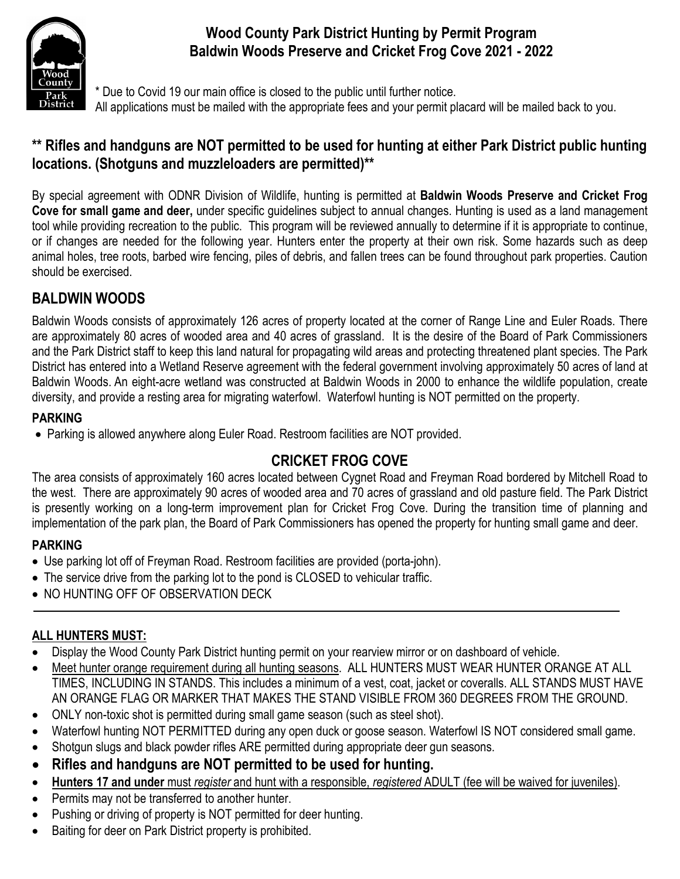# Wood County Park District Hunting by Permit Program
## Baldwin Woods Preserve and Cricket Frog Cove 2021 - 2022

\* Due to Covid 19 our main office is closed to the public until further notice.
All applications must be mailed with the appropriate fees and your permit placard will be mailed back to you.

### ** Rifles and handguns are NOT permitted to be used for hunting at either Park District public hunting locations. (Shotguns and muzzleloaders are permitted)**

By special agreement with ODNR Division of Wildlife, hunting is permitted at **Baldwin Woods Preserve and Cricket Frog Cove for small game and deer,** under specific guidelines subject to annual changes. Hunting is used as a land management tool while providing recreation to the public. This program will be reviewed annually to determine if it is appropriate to continue, or if changes are needed for the following year. Hunters enter the property at their own risk. Some hazards such as deep animal holes, tree roots, barbed wire fencing, piles of debris, and fallen trees can be found throughout park properties. Caution should be exercised.

## BALDWIN WOODS

Baldwin Woods consists of approximately 126 acres of property located at the corner of Range Line and Euler Roads. There are approximately 80 acres of wooded area and 40 acres of grassland. It is the desire of the Board of Park Commissioners and the Park District staff to keep this land natural for propagating wild areas and protecting threatened plant species. The Park District has entered into a Wetland Reserve agreement with the federal government involving approximately 50 acres of land at Baldwin Woods. An eight-acre wetland was constructed at Baldwin Woods in 2000 to enhance the wildlife population, create diversity, and provide a resting area for migrating waterfowl. Waterfowl hunting is NOT permitted on the property.

### PARKING

- Parking is allowed anywhere along Euler Road. Restroom facilities are NOT provided.

## CRICKET FROG COVE

The area consists of approximately 160 acres located between Cygnet Road and Freyman Road bordered by Mitchell Road to the west. There are approximately 90 acres of wooded area and 70 acres of grassland and old pasture field. The Park District is presently working on a long-term improvement plan for Cricket Frog Cove. During the transition time of planning and implementation of the park plan, the Board of Park Commissioners has opened the property for hunting small game and deer.

### PARKING

- Use parking lot off of Freyman Road. Restroom facilities are provided (porta-john).
- The service drive from the parking lot to the pond is CLOSED to vehicular traffic.
- NO HUNTING OFF OF OBSERVATION DECK

---

### ALL HUNTERS MUST:

- Display the Wood County Park District hunting permit on your rearview mirror or on dashboard of vehicle.
- Meet hunter orange requirement during all hunting seasons. ALL HUNTERS MUST WEAR HUNTER ORANGE AT ALL TIMES, INCLUDING IN STANDS. This includes a minimum of a vest, coat, jacket or coveralls. ALL STANDS MUST HAVE AN ORANGE FLAG OR MARKER THAT MAKES THE STAND VISIBLE FROM 360 DEGREES FROM THE GROUND.
- ONLY non-toxic shot is permitted during small game season (such as steel shot).
- Waterfowl hunting NOT PERMITTED during any open duck or goose season. Waterfowl IS NOT considered small game.
- Shotgun slugs and black powder rifles ARE permitted during appropriate deer gun seasons.
- **Rifles and handguns are NOT permitted to be used for hunting.**
- **Hunters 17 and under** must *register* and hunt with a responsible, *registered* ADULT (fee will be waived for juveniles).
- Permits may not be transferred to another hunter.
- Pushing or driving of property is NOT permitted for deer hunting.
- Baiting for deer on Park District property is prohibited.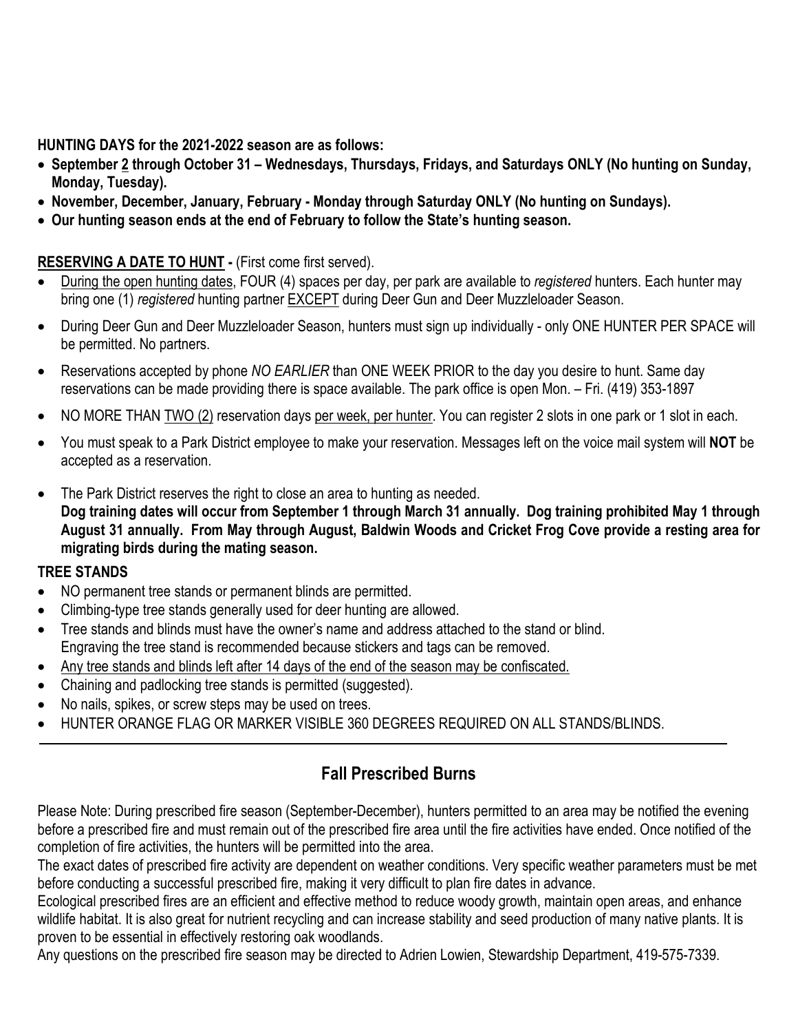**HUNTING DAYS for the 2021-2022 season are as follows:**

- **September 2 through October 31 – Wednesdays, Thursdays, Fridays, and Saturdays ONLY (No hunting on Sunday, Monday, Tuesday).**
- **November, December, January, February - Monday through Saturday ONLY (No hunting on Sundays).**
- **Our hunting season ends at the end of February to follow the State's hunting season.**

**RESERVING A DATE TO HUNT -** (First come first served).

- During the open hunting dates, FOUR (4) spaces per day, per park are available to *registered* hunters. Each hunter may bring one (1) *registered* hunting partner EXCEPT during Deer Gun and Deer Muzzleloader Season.
- During Deer Gun and Deer Muzzleloader Season, hunters must sign up individually - only ONE HUNTER PER SPACE will be permitted. No partners.
- Reservations accepted by phone *NO EARLIER* than ONE WEEK PRIOR to the day you desire to hunt. Same day reservations can be made providing there is space available. The park office is open Mon. – Fri. (419) 353-1897
- NO MORE THAN TWO (2) reservation days per week, per hunter. You can register 2 slots in one park or 1 slot in each.
- You must speak to a Park District employee to make your reservation. Messages left on the voice mail system will **NOT** be accepted as a reservation.
- The Park District reserves the right to close an area to hunting as needed.
  **Dog training dates will occur from September 1 through March 31 annually. Dog training prohibited May 1 through August 31 annually. From May through August, Baldwin Woods and Cricket Frog Cove provide a resting area for migrating birds during the mating season.**

**TREE STANDS**

- NO permanent tree stands or permanent blinds are permitted.
- Climbing-type tree stands generally used for deer hunting are allowed.
- Tree stands and blinds must have the owner's name and address attached to the stand or blind. Engraving the tree stand is recommended because stickers and tags can be removed.
- Any tree stands and blinds left after 14 days of the end of the season may be confiscated.
- Chaining and padlocking tree stands is permitted (suggested).
- No nails, spikes, or screw steps may be used on trees.
- HUNTER ORANGE FLAG OR MARKER VISIBLE 360 DEGREES REQUIRED ON ALL STANDS/BLINDS.

---

## Fall Prescribed Burns

Please Note: During prescribed fire season (September-December), hunters permitted to an area may be notified the evening before a prescribed fire and must remain out of the prescribed fire area until the fire activities have ended. Once notified of the completion of fire activities, the hunters will be permitted into the area.

The exact dates of prescribed fire activity are dependent on weather conditions. Very specific weather parameters must be met before conducting a successful prescribed fire, making it very difficult to plan fire dates in advance.

Ecological prescribed fires are an efficient and effective method to reduce woody growth, maintain open areas, and enhance wildlife habitat. It is also great for nutrient recycling and can increase stability and seed production of many native plants. It is proven to be essential in effectively restoring oak woodlands.

Any questions on the prescribed fire season may be directed to Adrien Lowien, Stewardship Department, 419-575-7339.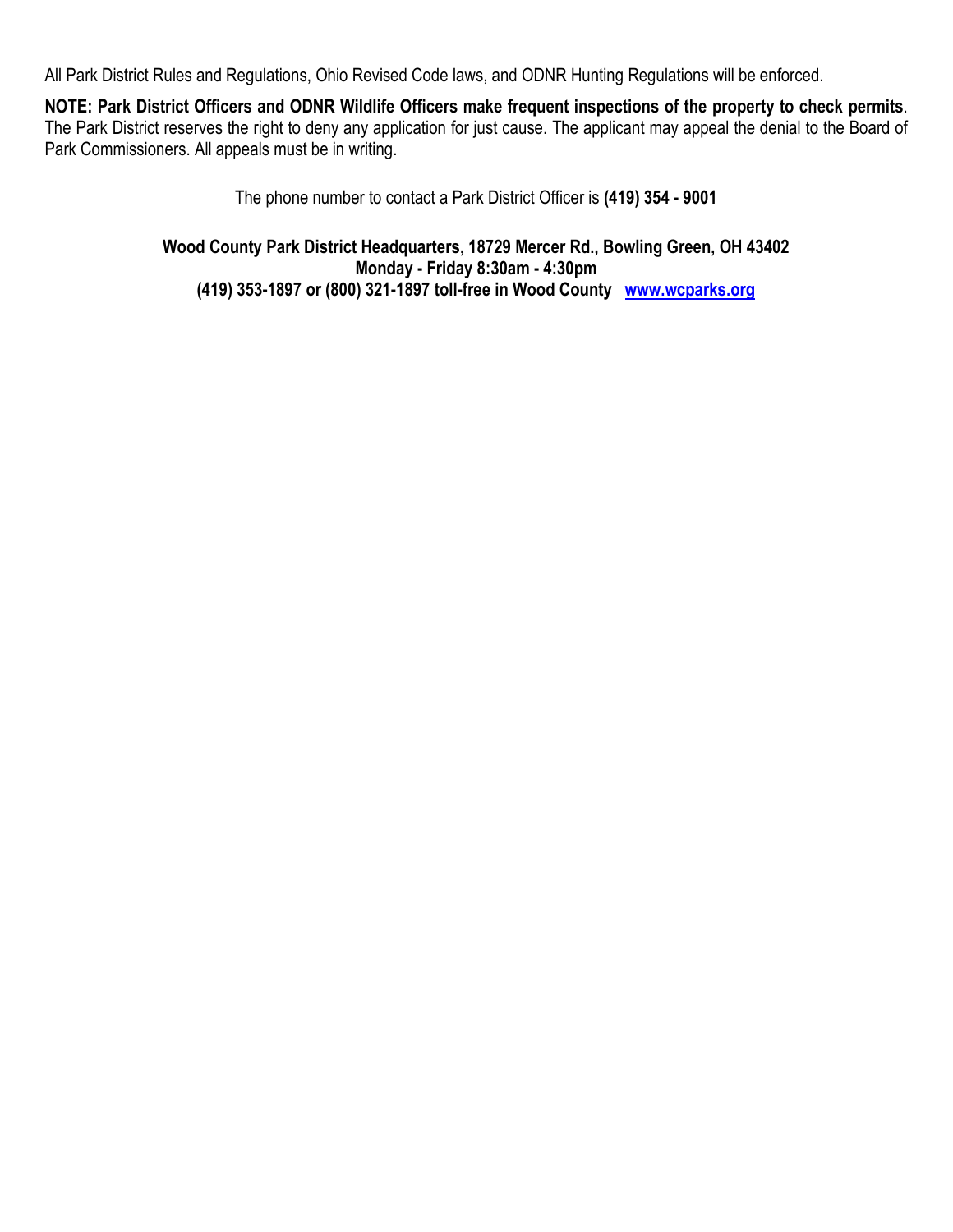All Park District Rules and Regulations, Ohio Revised Code laws, and ODNR Hunting Regulations will be enforced.

**NOTE: Park District Officers and ODNR Wildlife Officers make frequent inspections of the property to check permits**. The Park District reserves the right to deny any application for just cause. The applicant may appeal the denial to the Board of Park Commissioners. All appeals must be in writing.

The phone number to contact a Park District Officer is **(419) 354 - 9001**

**Wood County Park District Headquarters, 18729 Mercer Rd., Bowling Green, OH 43402**
**Monday - Friday 8:30am - 4:30pm**
**(419) 353-1897 or (800) 321-1897 toll-free in Wood County [www.wcparks.org](http://www.wcparks.org)**